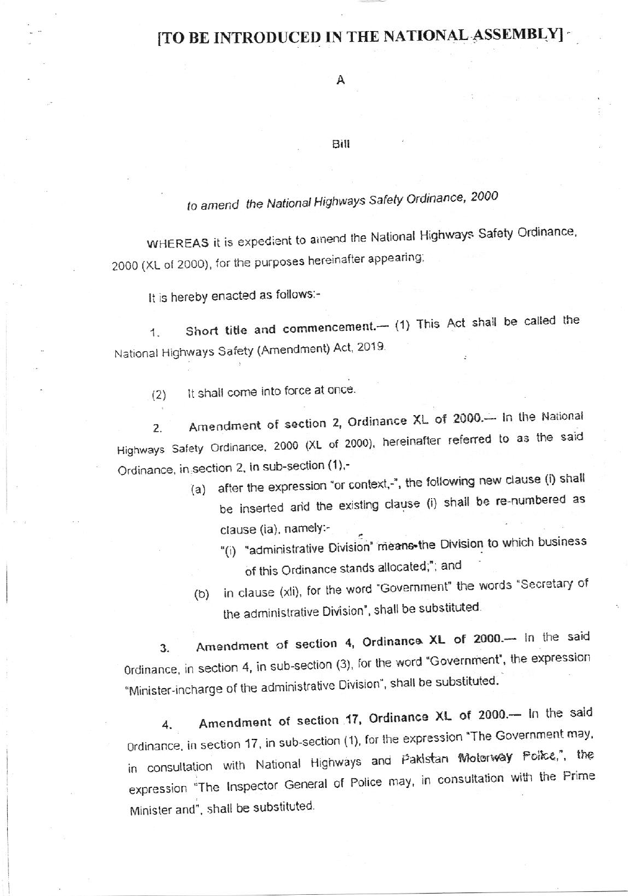**[TO BE INTRODUCED IN THE NATIONAL ASSEMBLY]**

A

Bill

*to amend the National Highways Safety Ordinance, 2000*

WHEREAS it is expedient to amend the National Highways Safety Ordinance, 2000 (XL of 2000), for the purposes hereinafter appearing;

It is hereby enacted as follows:-

1. **Short title and commencement.**— (1) This Act shall be called the National Highways Safety (Amendment) Act, 2019.

(2) It shall come into force at once.

2. **Amendment of section 2, Ordinance XL of 2000.**— In the National Highways Safety Ordinance, 2000 (XL of 2000), hereinafter referred to as the said Ordinance, in section 2, in sub-section (1),-

   (a) after the expression "or context,-", the following new clause (i) shall be inserted and the existing clause (i) shall be re-numbered as clause (ia), namely:-

   "(i) "administrative Division" means the Division to which business of this Ordinance stands allocated;"; and

   (b) in clause (xli), for the word "Government" the words "Secretary of the administrative Division", shall be substituted.

3. **Amendment of section 4, Ordinance XL of 2000.**— In the said Ordinance, in section 4, in sub-section (3), for the word "Government", the expression "Minister-incharge of the administrative Division", shall be substituted.

4. **Amendment of section 17, Ordinance XL of 2000.**— In the said Ordinance, in section 17, in sub-section (1), for the expression "The Government may, in consultation with National Highways and Pakistan Motorway Police,", the expression "The Inspector General of Police may, in consultation with the Prime Minister and", shall be substituted.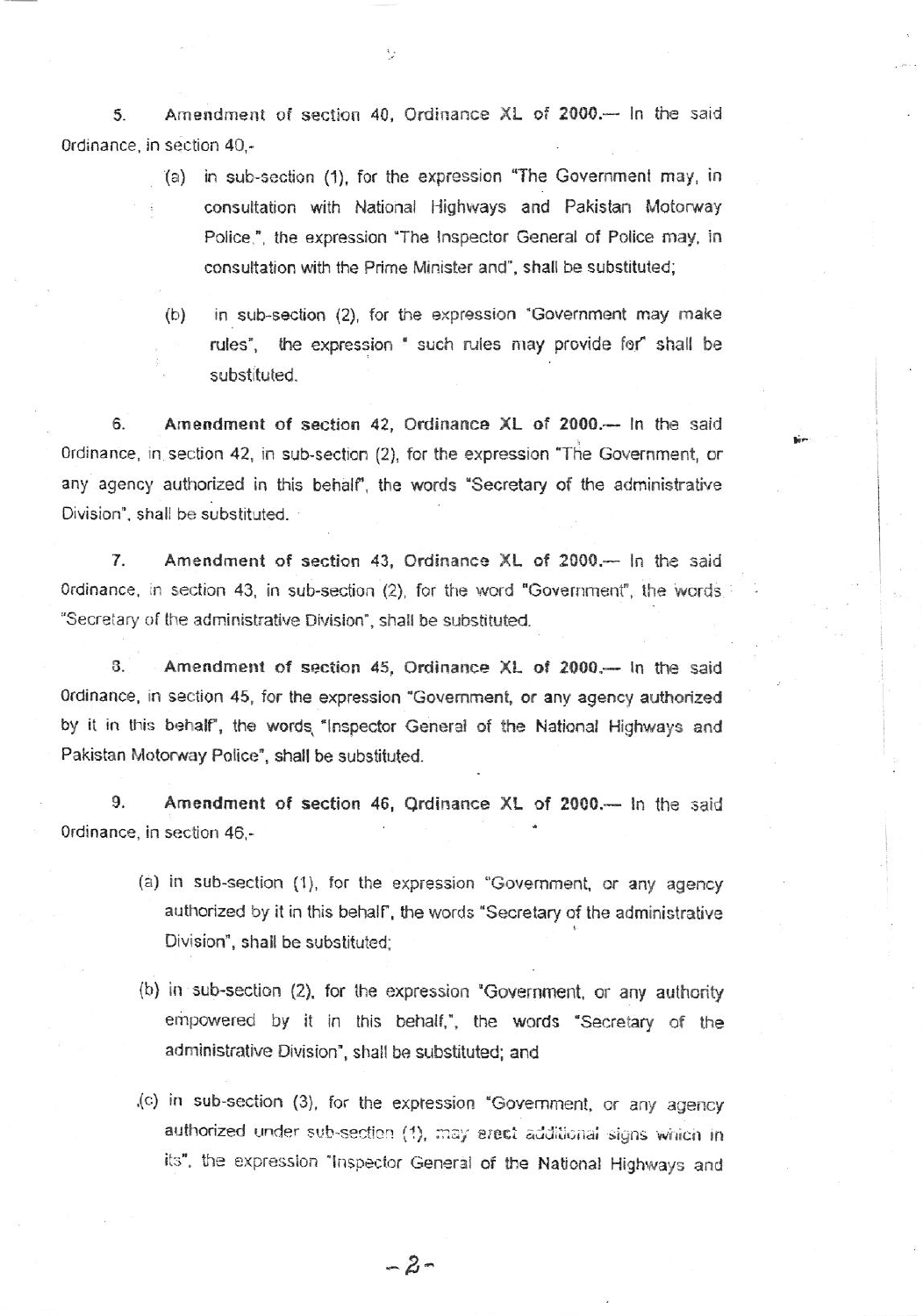5. **Amendment of section 40, Ordinance XL of 2000.**— In the said Ordinance, in section 40,-

(a) in sub-section (1), for the expression "The Government may, in consultation with National Highways and Pakistan Motorway Police.", the expression "The Inspector General of Police may, in consultation with the Prime Minister and", shall be substituted;

(b) in sub-section (2), for the expression "Government may make rules", the expression " such rules may provide for" shall be substituted.

6. **Amendment of section 42, Ordinance XL of 2000.**— In the said Ordinance, in section 42, in sub-section (2), for the expression "The Government, or any agency authorized in this behalf", the words "Secretary of the administrative Division", shall be substituted.

7. **Amendment of section 43, Ordinance XL of 2000.**— In the said Ordinance, in section 43, in sub-section (2), for the word "Government", the words "Secretary of the administrative Division", shall be substituted.

8. **Amendment of section 45, Ordinance XL of 2000.**— In the said Ordinance, in section 45, for the expression "Government, or any agency authorized by it in this behalf", the words "Inspector General of the National Highways and Pakistan Motorway Police", shall be substituted.

9. **Amendment of section 46, Ordinance XL of 2000.**— In the said Ordinance, in section 46,-

(a) in sub-section (1), for the expression "Government, or any agency authorized by it in this behalf", the words "Secretary of the administrative Division", shall be substituted;

(b) in sub-section (2), for the expression "Government, or any authority empowered by it in this behalf,", the words "Secretary of the administrative Division", shall be substituted; and

(c) in sub-section (3), for the expression "Government, or any agency authorized under sub-section (1), may erect additional signs which in its", the expression "Inspector General of the National Highways and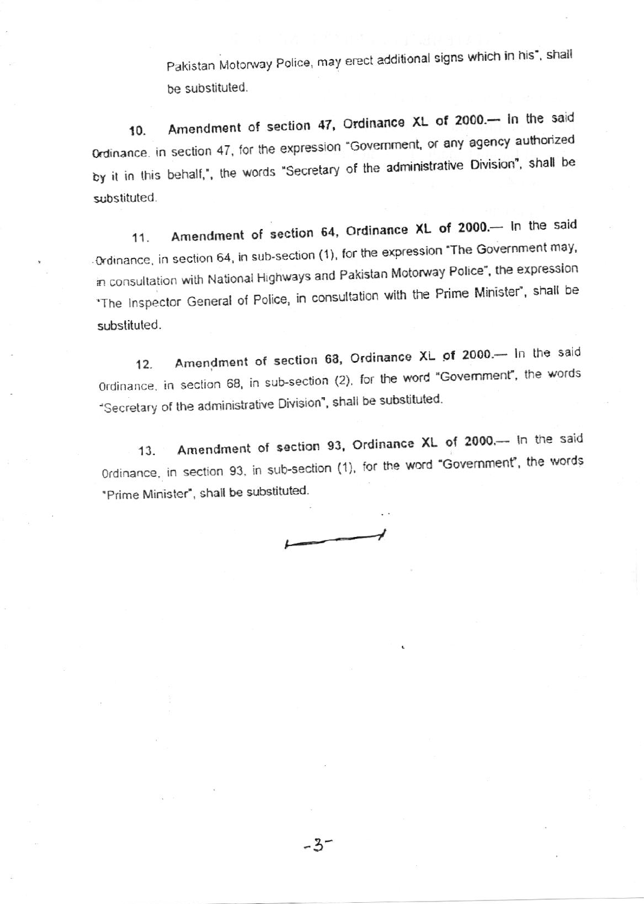Pakistan Motorway Police, may erect additional signs which in his", shall be substituted.

10. **Amendment of section 47, Ordinance XL of 2000.—** In the said Ordinance, in section 47, for the expression "Government, or any agency authorized by it in this behalf,", the words "Secretary of the administrative Division", shall be substituted.

11. **Amendment of section 64, Ordinance XL of 2000.—** In the said Ordinance, in section 64, in sub-section (1), for the expression "The Government may, in consultation with National Highways and Pakistan Motorway Police", the expression "The Inspector General of Police, in consultation with the Prime Minister", shall be substituted.

12. **Amendment of section 68, Ordinance XL of 2000.—** In the said Ordinance, in section 68, in sub-section (2), for the word "Government", the words "Secretary of the administrative Division", shall be substituted.

13. **Amendment of section 93, Ordinance XL of 2000.—** In the said Ordinance, in section 93, in sub-section (1), for the word "Government", the words "Prime Minister", shall be substituted.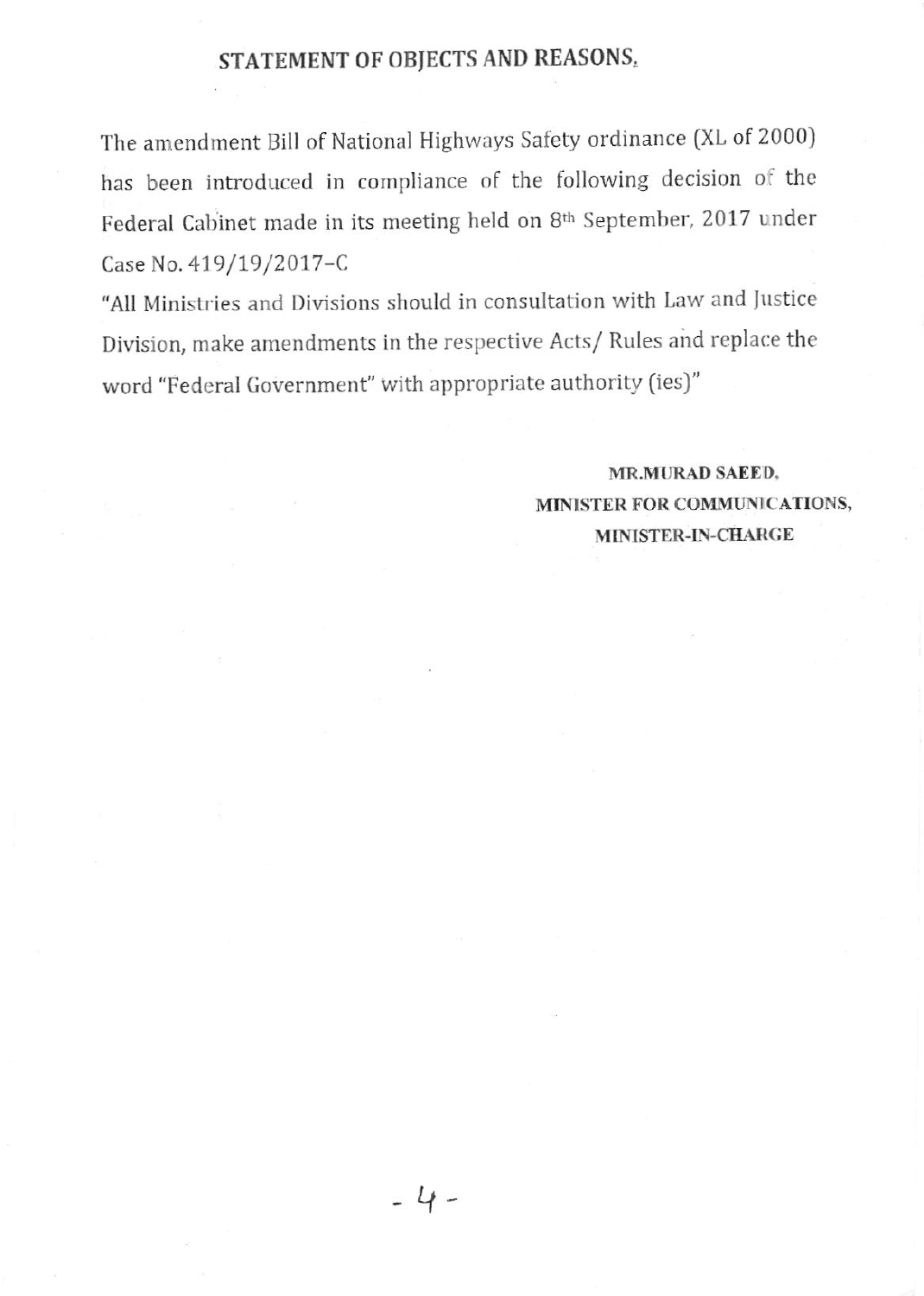## STATEMENT OF OBJECTS AND REASONS.

The amendment Bill of National Highways Safety ordinance (XL of 2000) has been introduced in compliance of the following decision of the Federal Cabinet made in its meeting held on 8th September, 2017 under Case No. 419/19/2017-C

"All Ministries and Divisions should in consultation with Law and Justice Division, make amendments in the respective Acts/ Rules and replace the word "Federal Government" with appropriate authority (ies)"

**MR.MURAD SAEED,**
**MINISTER FOR COMMUNICATIONS,**
**MINISTER-IN-CHARGE**